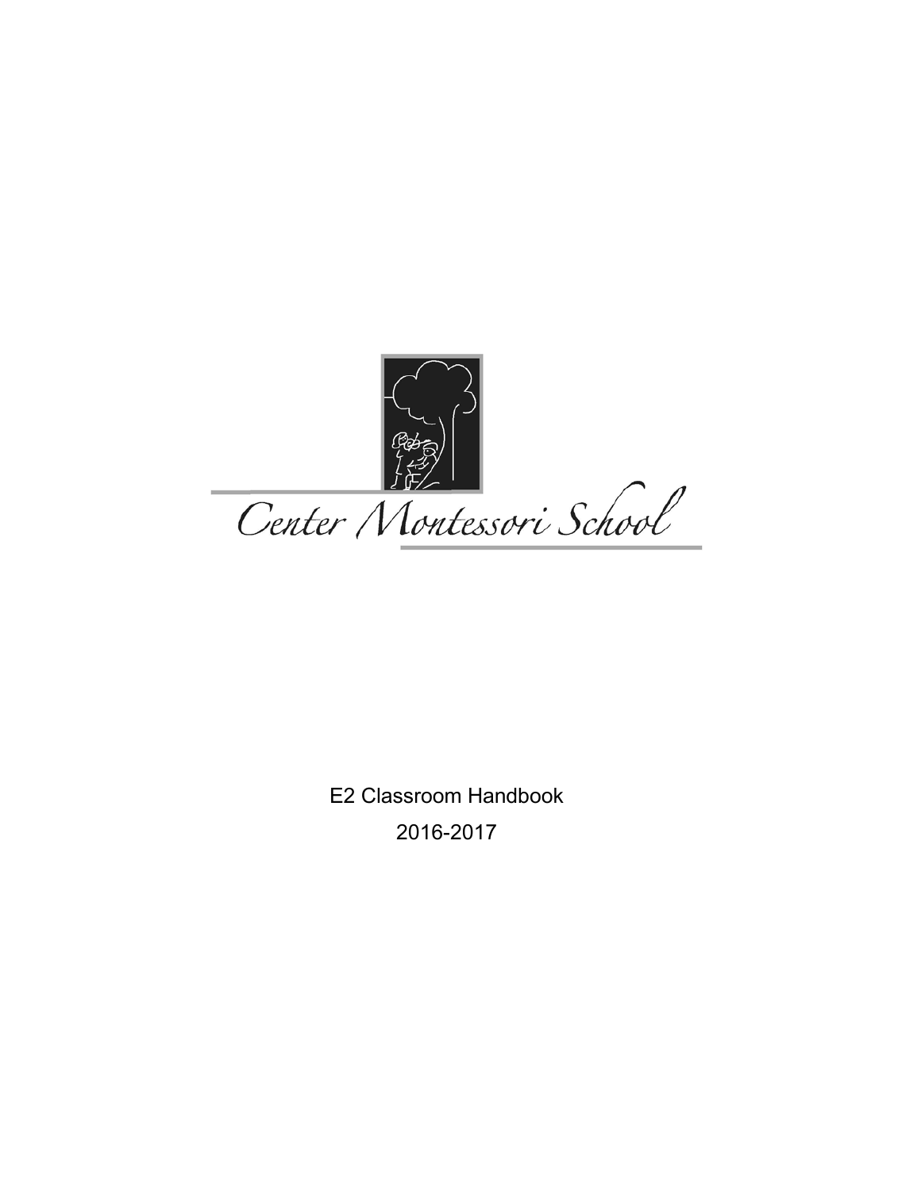Center Montessori School

E2 Classroom Handbook

2016-2017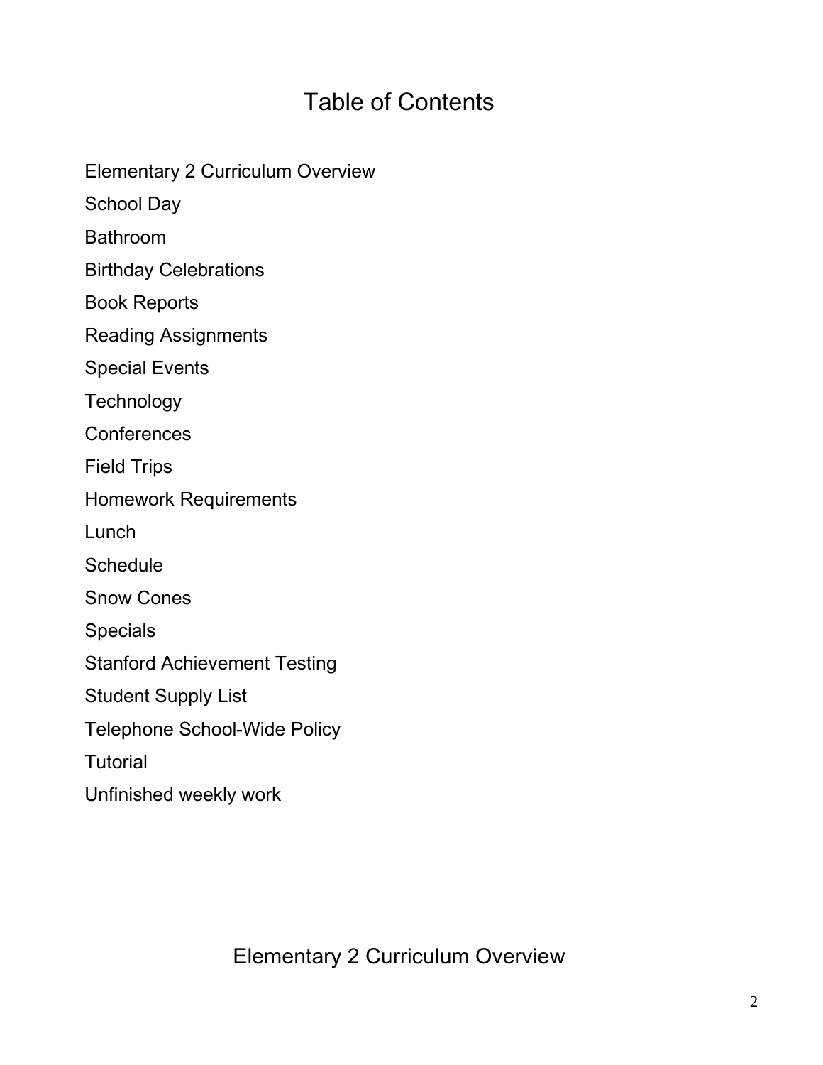# Table of Contents

Elementary 2 Curriculum Overview

School Day

Bathroom

Birthday Celebrations

Book Reports

Reading Assignments

Special Events

Technology

Conferences

Field Trips

Homework Requirements

Lunch

Schedule

Snow Cones

Specials

Stanford Achievement Testing

Student Supply List

Telephone School-Wide Policy

Tutorial

Unfinished weekly work

## Elementary 2 Curriculum Overview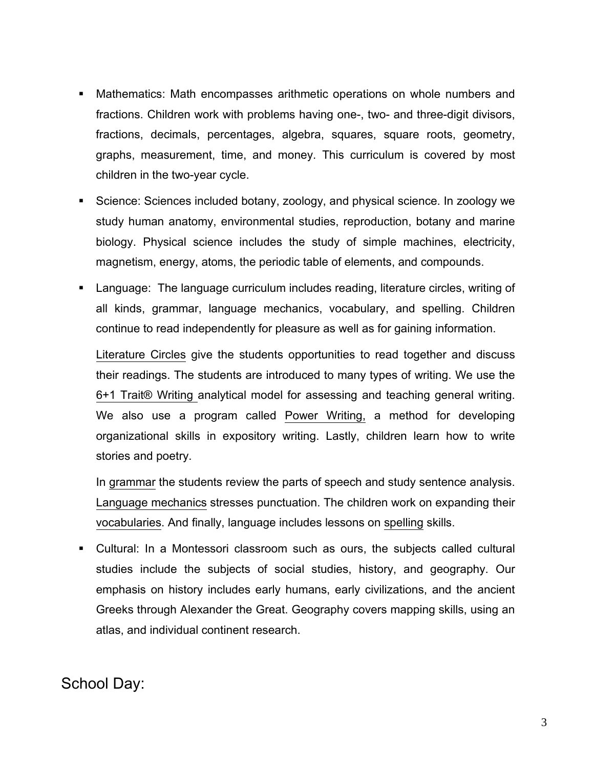- Mathematics: Math encompasses arithmetic operations on whole numbers and fractions. Children work with problems having one-, two- and three-digit divisors, fractions, decimals, percentages, algebra, squares, square roots, geometry, graphs, measurement, time, and money. This curriculum is covered by most children in the two-year cycle.
- Science: Sciences included botany, zoology, and physical science. In zoology we study human anatomy, environmental studies, reproduction, botany and marine biology. Physical science includes the study of simple machines, electricity, magnetism, energy, atoms, the periodic table of elements, and compounds.
- Language: The language curriculum includes reading, literature circles, writing of all kinds, grammar, language mechanics, vocabulary, and spelling. Children continue to read independently for pleasure as well as for gaining information.

  Literature Circles give the students opportunities to read together and discuss their readings. The students are introduced to many types of writing. We use the 6+1 Trait® Writing analytical model for assessing and teaching general writing. We also use a program called Power Writing, a method for developing organizational skills in expository writing. Lastly, children learn how to write stories and poetry.

  In grammar the students review the parts of speech and study sentence analysis. Language mechanics stresses punctuation. The children work on expanding their vocabularies. And finally, language includes lessons on spelling skills.
- Cultural: In a Montessori classroom such as ours, the subjects called cultural studies include the subjects of social studies, history, and geography. Our emphasis on history includes early humans, early civilizations, and the ancient Greeks through Alexander the Great. Geography covers mapping skills, using an atlas, and individual continent research.

## School Day: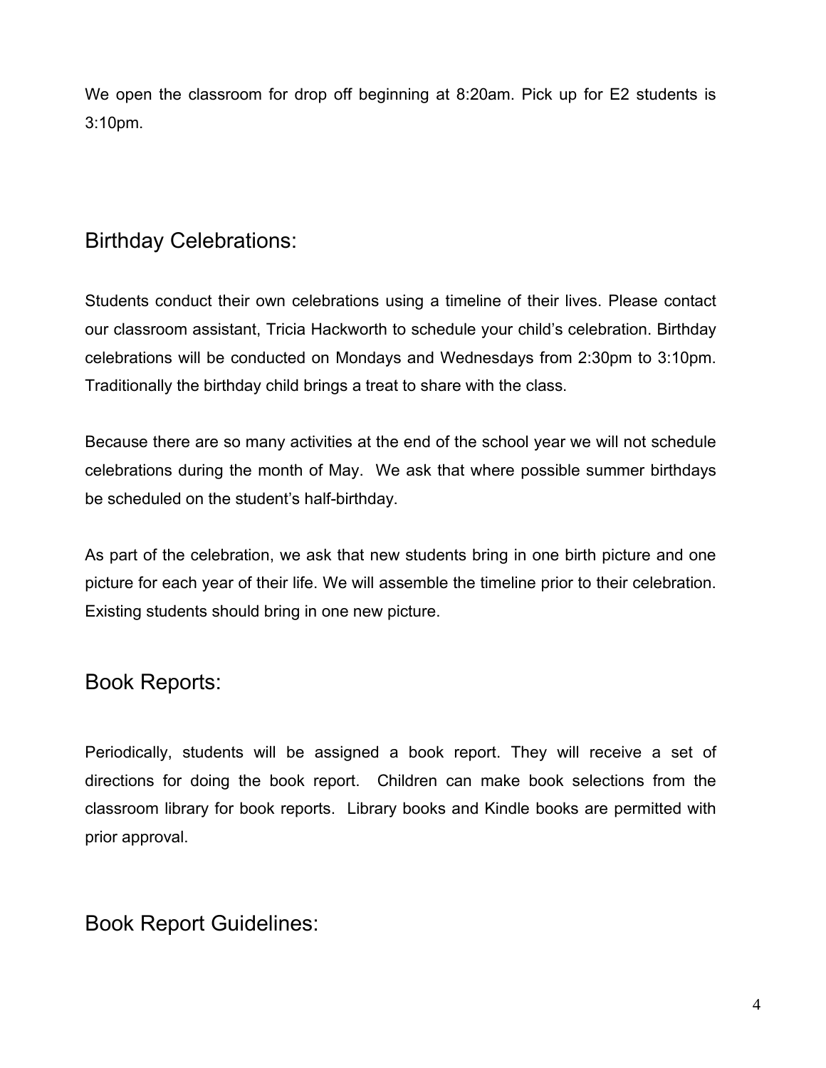We open the classroom for drop off beginning at 8:20am. Pick up for E2 students is 3:10pm.

## Birthday Celebrations:

Students conduct their own celebrations using a timeline of their lives. Please contact our classroom assistant, Tricia Hackworth to schedule your child's celebration. Birthday celebrations will be conducted on Mondays and Wednesdays from 2:30pm to 3:10pm. Traditionally the birthday child brings a treat to share with the class.

Because there are so many activities at the end of the school year we will not schedule celebrations during the month of May. We ask that where possible summer birthdays be scheduled on the student's half-birthday.

As part of the celebration, we ask that new students bring in one birth picture and one picture for each year of their life. We will assemble the timeline prior to their celebration. Existing students should bring in one new picture.

## Book Reports:

Periodically, students will be assigned a book report. They will receive a set of directions for doing the book report. Children can make book selections from the classroom library for book reports. Library books and Kindle books are permitted with prior approval.

## Book Report Guidelines: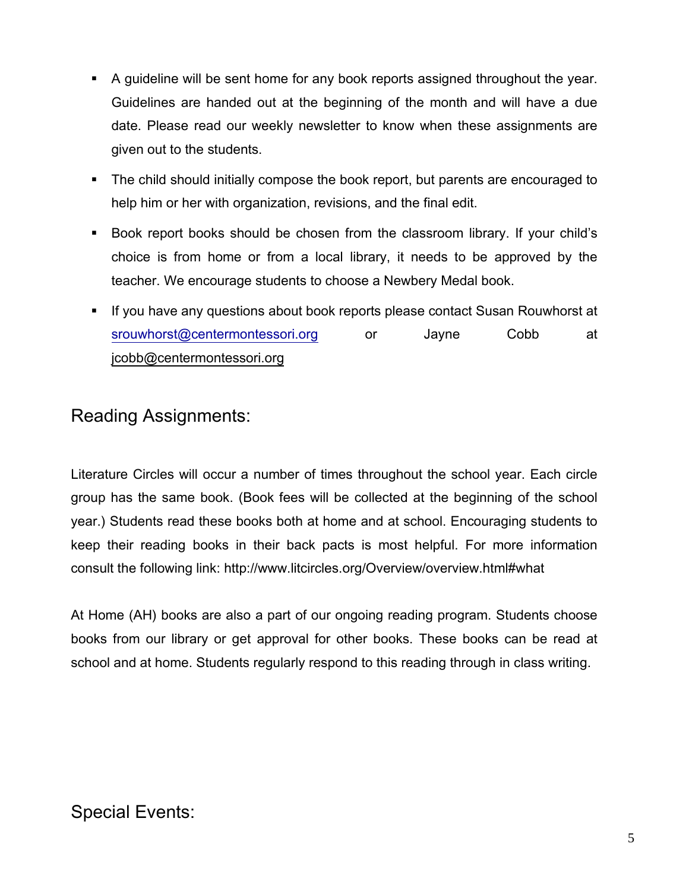- A guideline will be sent home for any book reports assigned throughout the year. Guidelines are handed out at the beginning of the month and will have a due date. Please read our weekly newsletter to know when these assignments are given out to the students.
- The child should initially compose the book report, but parents are encouraged to help him or her with organization, revisions, and the final edit.
- Book report books should be chosen from the classroom library. If your child's choice is from home or from a local library, it needs to be approved by the teacher. We encourage students to choose a Newbery Medal book.
- If you have any questions about book reports please contact Susan Rouwhorst at srouwhorst@centermontessori.org or Jayne Cobb at jcobb@centermontessori.org

## Reading Assignments:

Literature Circles will occur a number of times throughout the school year. Each circle group has the same book. (Book fees will be collected at the beginning of the school year.) Students read these books both at home and at school. Encouraging students to keep their reading books in their back pacts is most helpful. For more information consult the following link: http://www.litcircles.org/Overview/overview.html#what

At Home (AH) books are also a part of our ongoing reading program. Students choose books from our library or get approval for other books. These books can be read at school and at home. Students regularly respond to this reading through in class writing.

## Special Events: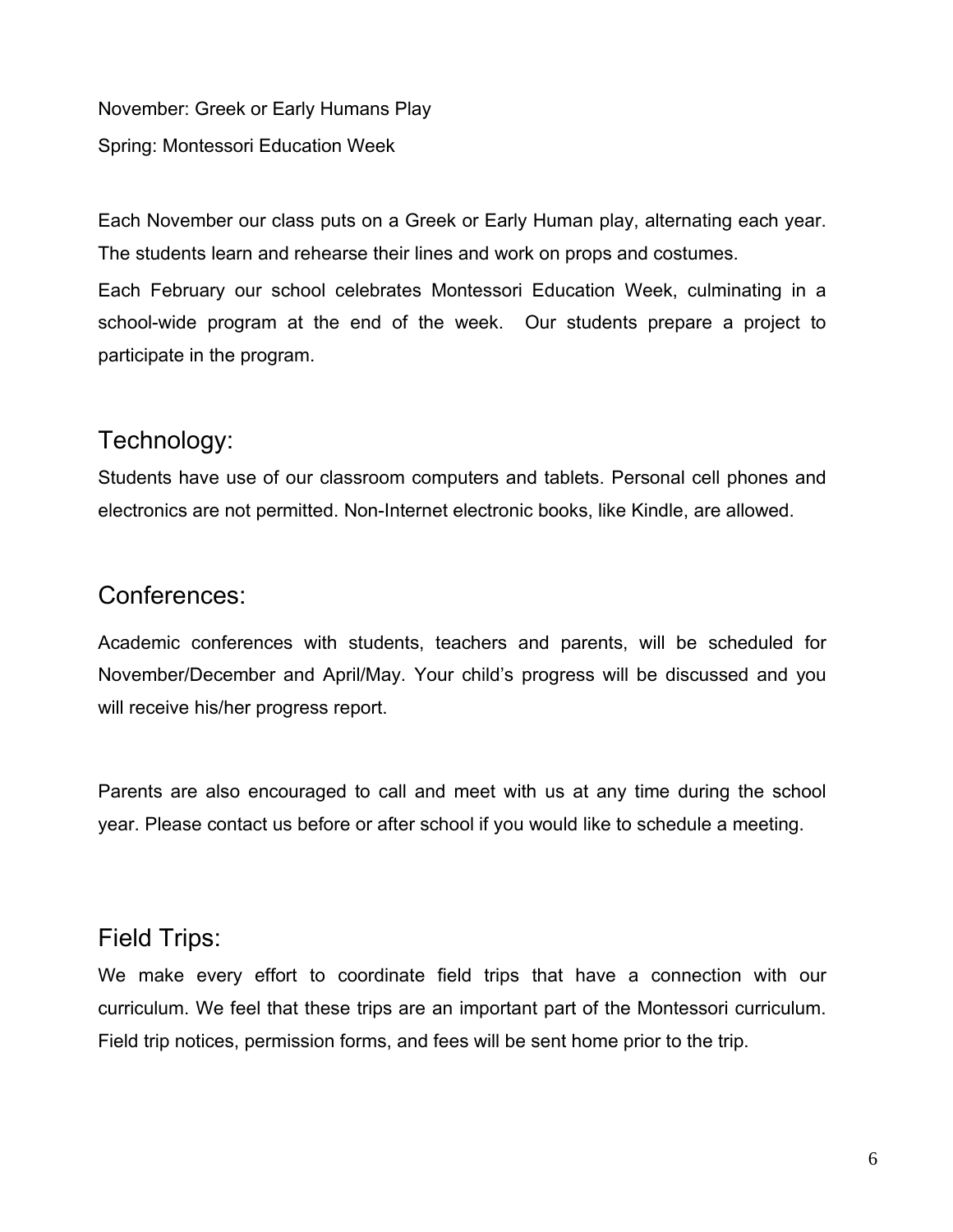November: Greek or Early Humans Play

Spring: Montessori Education Week

Each November our class puts on a Greek or Early Human play, alternating each year. The students learn and rehearse their lines and work on props and costumes.

Each February our school celebrates Montessori Education Week, culminating in a school-wide program at the end of the week. Our students prepare a project to participate in the program.

## Technology:

Students have use of our classroom computers and tablets. Personal cell phones and electronics are not permitted. Non-Internet electronic books, like Kindle, are allowed.

## Conferences:

Academic conferences with students, teachers and parents, will be scheduled for November/December and April/May. Your child's progress will be discussed and you will receive his/her progress report.

Parents are also encouraged to call and meet with us at any time during the school year. Please contact us before or after school if you would like to schedule a meeting.

## Field Trips:

We make every effort to coordinate field trips that have a connection with our curriculum. We feel that these trips are an important part of the Montessori curriculum. Field trip notices, permission forms, and fees will be sent home prior to the trip.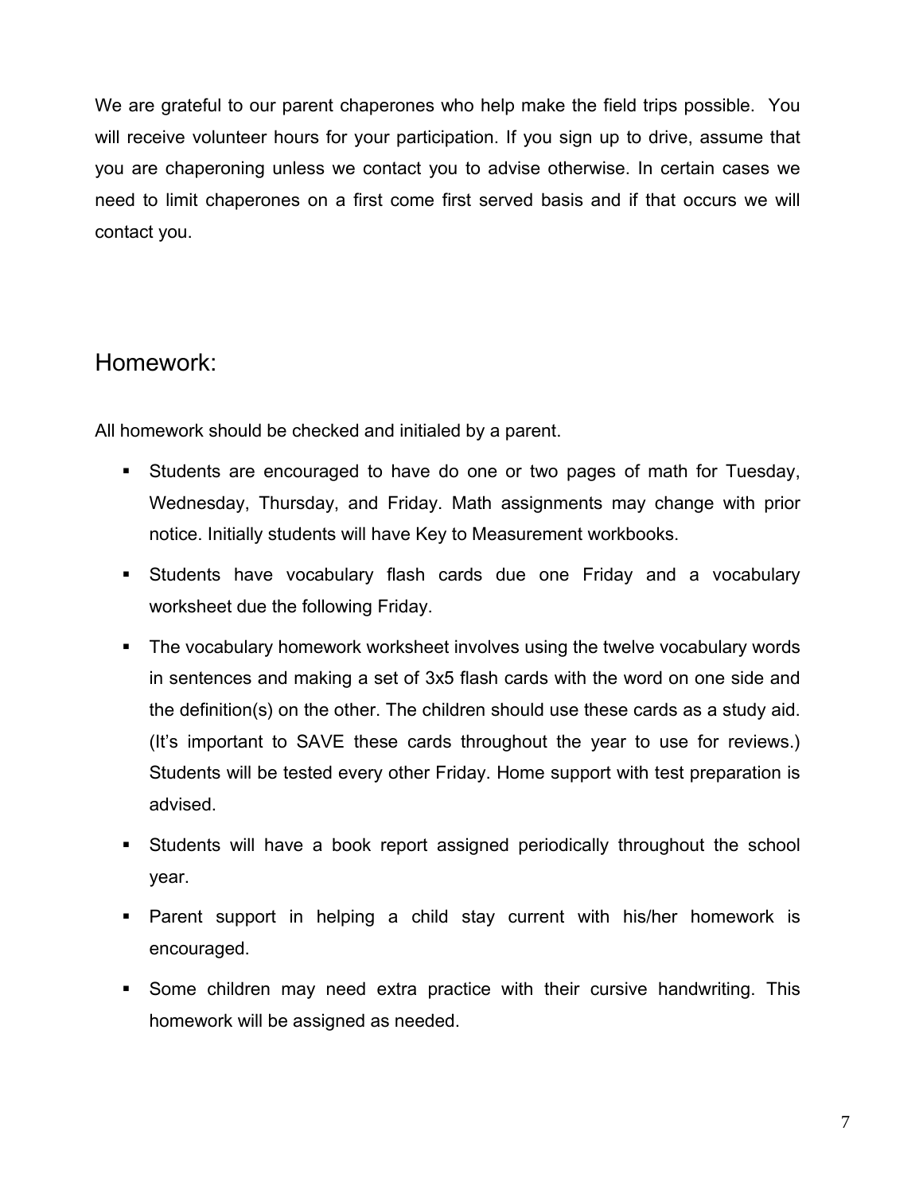We are grateful to our parent chaperones who help make the field trips possible. You will receive volunteer hours for your participation. If you sign up to drive, assume that you are chaperoning unless we contact you to advise otherwise. In certain cases we need to limit chaperones on a first come first served basis and if that occurs we will contact you.

## Homework:

All homework should be checked and initialed by a parent.

- Students are encouraged to have do one or two pages of math for Tuesday, Wednesday, Thursday, and Friday. Math assignments may change with prior notice. Initially students will have Key to Measurement workbooks.
- Students have vocabulary flash cards due one Friday and a vocabulary worksheet due the following Friday.
- The vocabulary homework worksheet involves using the twelve vocabulary words in sentences and making a set of 3x5 flash cards with the word on one side and the definition(s) on the other. The children should use these cards as a study aid. (It's important to SAVE these cards throughout the year to use for reviews.) Students will be tested every other Friday. Home support with test preparation is advised.
- Students will have a book report assigned periodically throughout the school year.
- Parent support in helping a child stay current with his/her homework is encouraged.
- Some children may need extra practice with their cursive handwriting. This homework will be assigned as needed.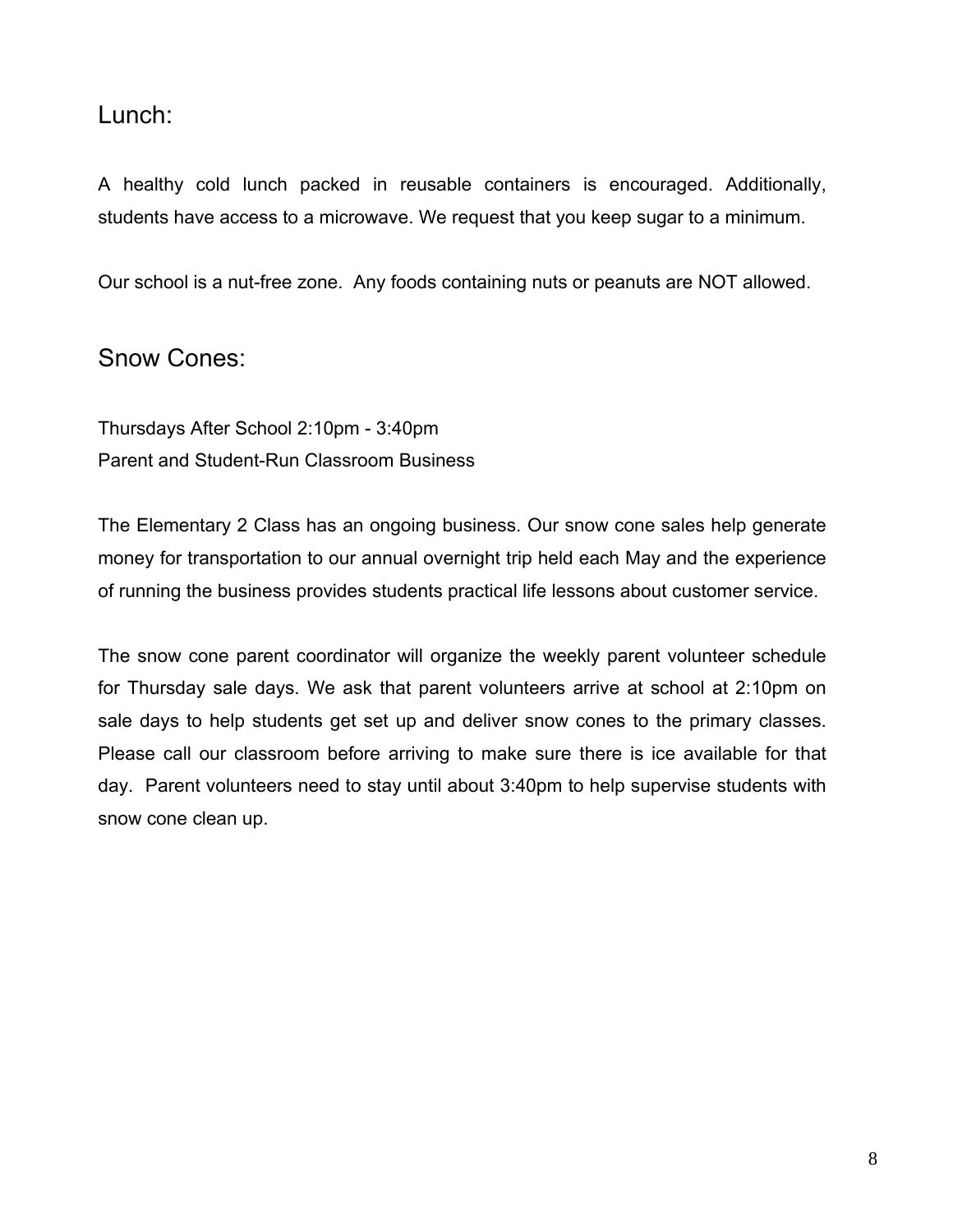## Lunch:

A healthy cold lunch packed in reusable containers is encouraged. Additionally, students have access to a microwave. We request that you keep sugar to a minimum.

Our school is a nut-free zone. Any foods containing nuts or peanuts are NOT allowed.

## Snow Cones:

Thursdays After School 2:10pm - 3:40pm
Parent and Student-Run Classroom Business

The Elementary 2 Class has an ongoing business. Our snow cone sales help generate money for transportation to our annual overnight trip held each May and the experience of running the business provides students practical life lessons about customer service.

The snow cone parent coordinator will organize the weekly parent volunteer schedule for Thursday sale days. We ask that parent volunteers arrive at school at 2:10pm on sale days to help students get set up and deliver snow cones to the primary classes. Please call our classroom before arriving to make sure there is ice available for that day. Parent volunteers need to stay until about 3:40pm to help supervise students with snow cone clean up.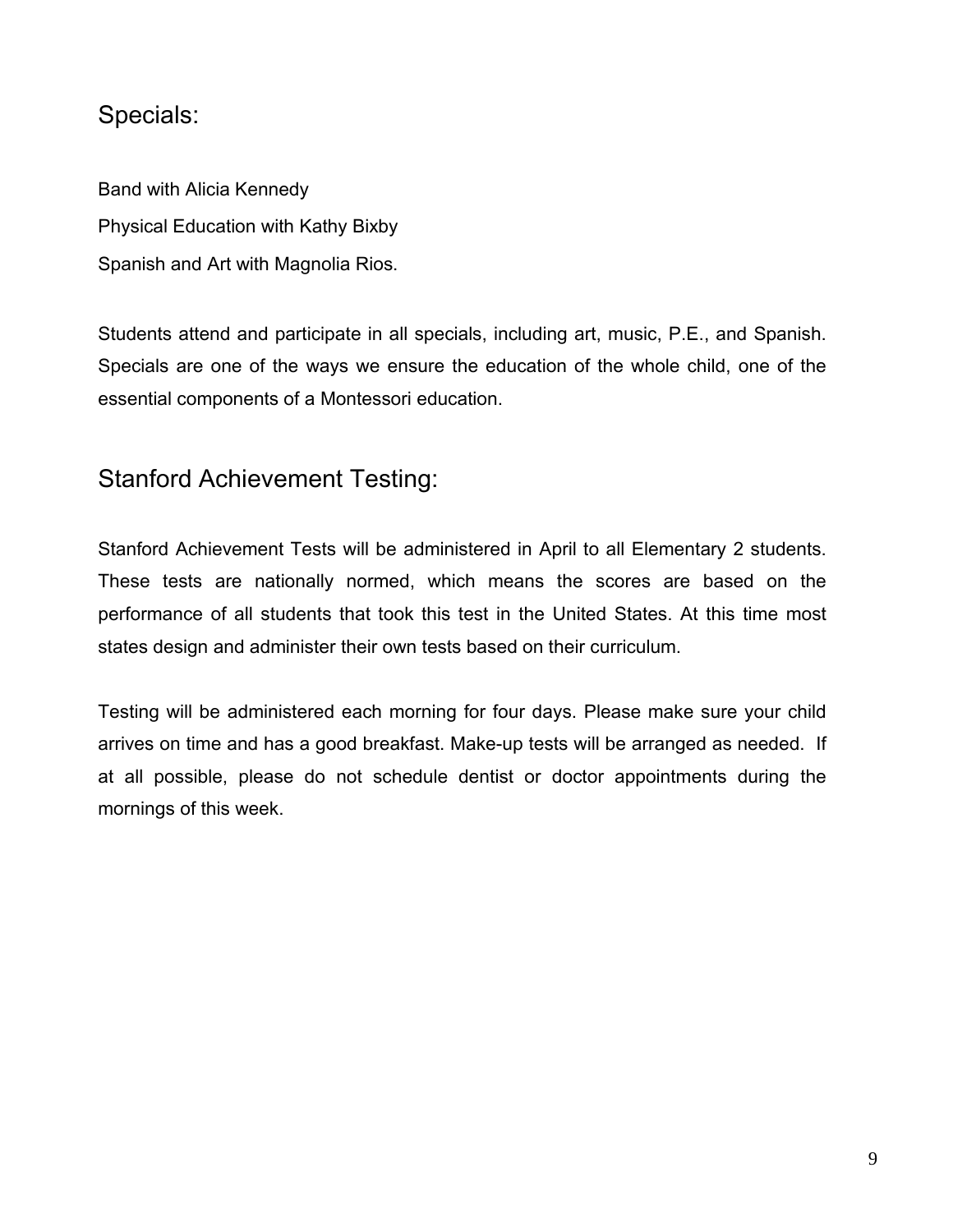## Specials:

Band with Alicia Kennedy

Physical Education with Kathy Bixby

Spanish and Art with Magnolia Rios.

Students attend and participate in all specials, including art, music, P.E., and Spanish. Specials are one of the ways we ensure the education of the whole child, one of the essential components of a Montessori education.

## Stanford Achievement Testing:

Stanford Achievement Tests will be administered in April to all Elementary 2 students. These tests are nationally normed, which means the scores are based on the performance of all students that took this test in the United States. At this time most states design and administer their own tests based on their curriculum.

Testing will be administered each morning for four days. Please make sure your child arrives on time and has a good breakfast. Make-up tests will be arranged as needed. If at all possible, please do not schedule dentist or doctor appointments during the mornings of this week.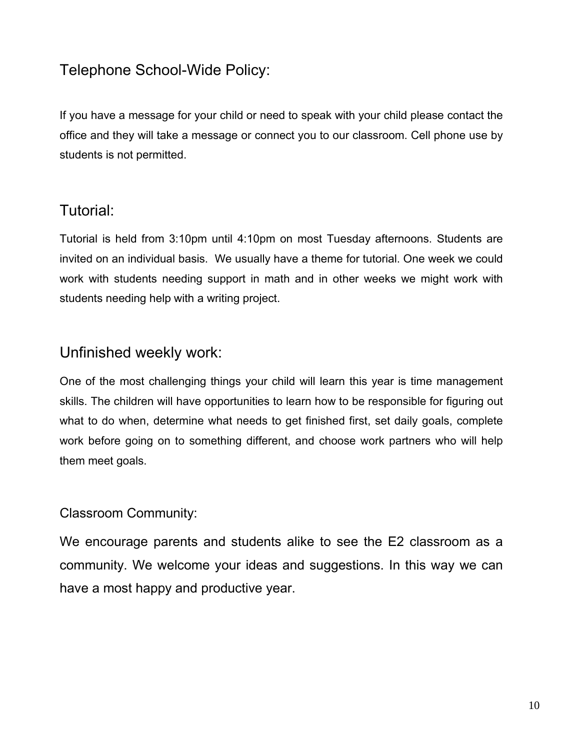## Telephone School-Wide Policy:

If you have a message for your child or need to speak with your child please contact the office and they will take a message or connect you to our classroom. Cell phone use by students is not permitted.

## Tutorial:

Tutorial is held from 3:10pm until 4:10pm on most Tuesday afternoons. Students are invited on an individual basis. We usually have a theme for tutorial. One week we could work with students needing support in math and in other weeks we might work with students needing help with a writing project.

## Unfinished weekly work:

One of the most challenging things your child will learn this year is time management skills. The children will have opportunities to learn how to be responsible for figuring out what to do when, determine what needs to get finished first, set daily goals, complete work before going on to something different, and choose work partners who will help them meet goals.

### Classroom Community:

We encourage parents and students alike to see the E2 classroom as a community. We welcome your ideas and suggestions. In this way we can have a most happy and productive year.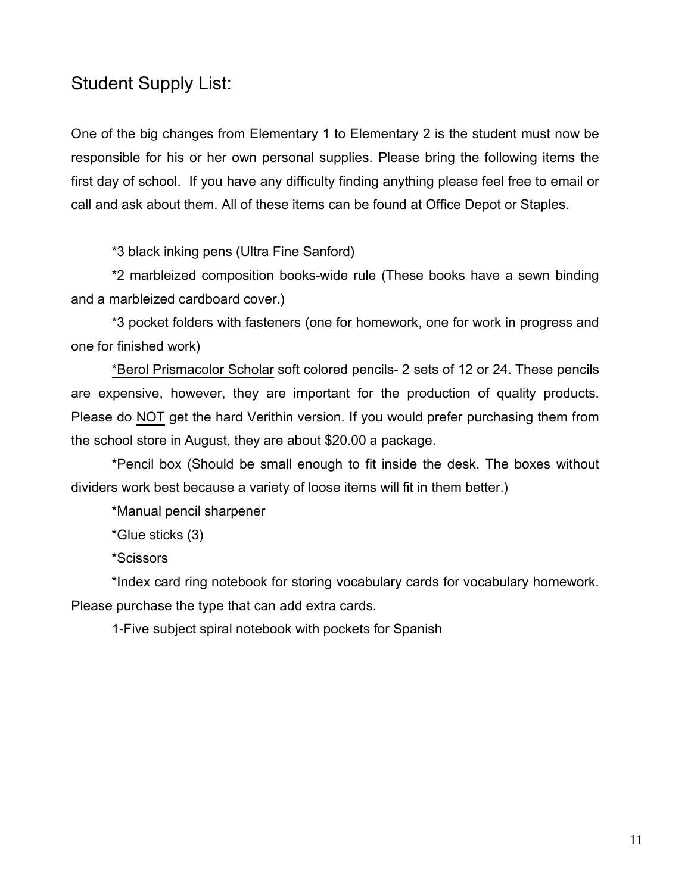## Student Supply List:

One of the big changes from Elementary 1 to Elementary 2 is the student must now be responsible for his or her own personal supplies. Please bring the following items the first day of school. If you have any difficulty finding anything please feel free to email or call and ask about them. All of these items can be found at Office Depot or Staples.

*3 black inking pens (Ultra Fine Sanford)

*2 marbleized composition books-wide rule (These books have a sewn binding and a marbleized cardboard cover.)

*3 pocket folders with fasteners (one for homework, one for work in progress and one for finished work)

*Berol Prismacolor Scholar soft colored pencils- 2 sets of 12 or 24. These pencils are expensive, however, they are important for the production of quality products. Please do NOT get the hard Verithin version. If you would prefer purchasing them from the school store in August, they are about $20.00 a package.

*Pencil box (Should be small enough to fit inside the desk. The boxes without dividers work best because a variety of loose items will fit in them better.)

*Manual pencil sharpener

*Glue sticks (3)

*Scissors

*Index card ring notebook for storing vocabulary cards for vocabulary homework. Please purchase the type that can add extra cards.

1-Five subject spiral notebook with pockets for Spanish